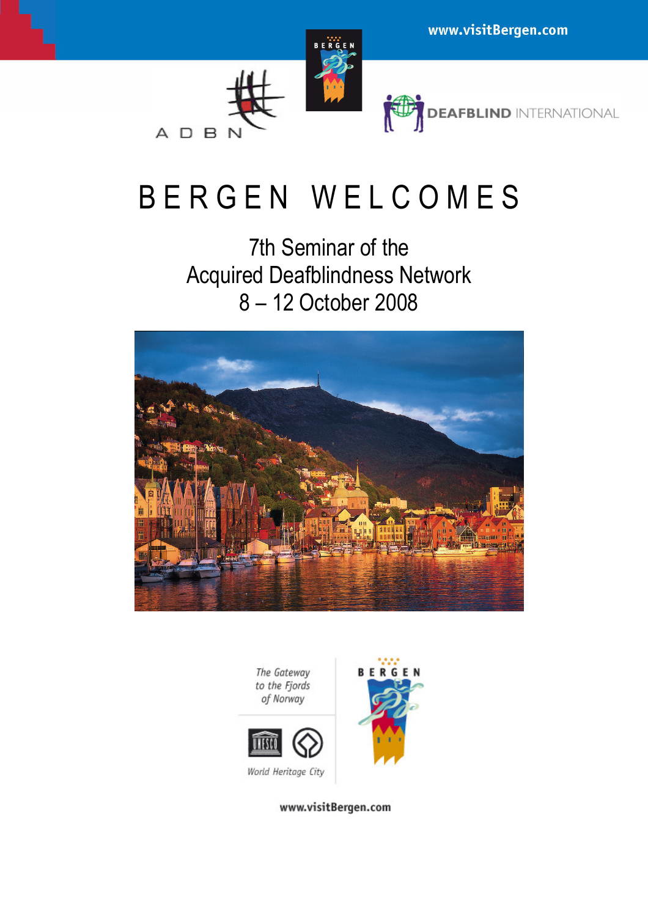www.visitBergen.com

A D B N

DEAFBLIND INTERNATIONAL

# BERGEN WELCOMES

## 7th Seminar of the Acquired Deafblindness Network 8 – 12 October 2008

*The Gateway to the Fjords of Norway*

*World Heritage City*

BERGEN

www.visitBergen.com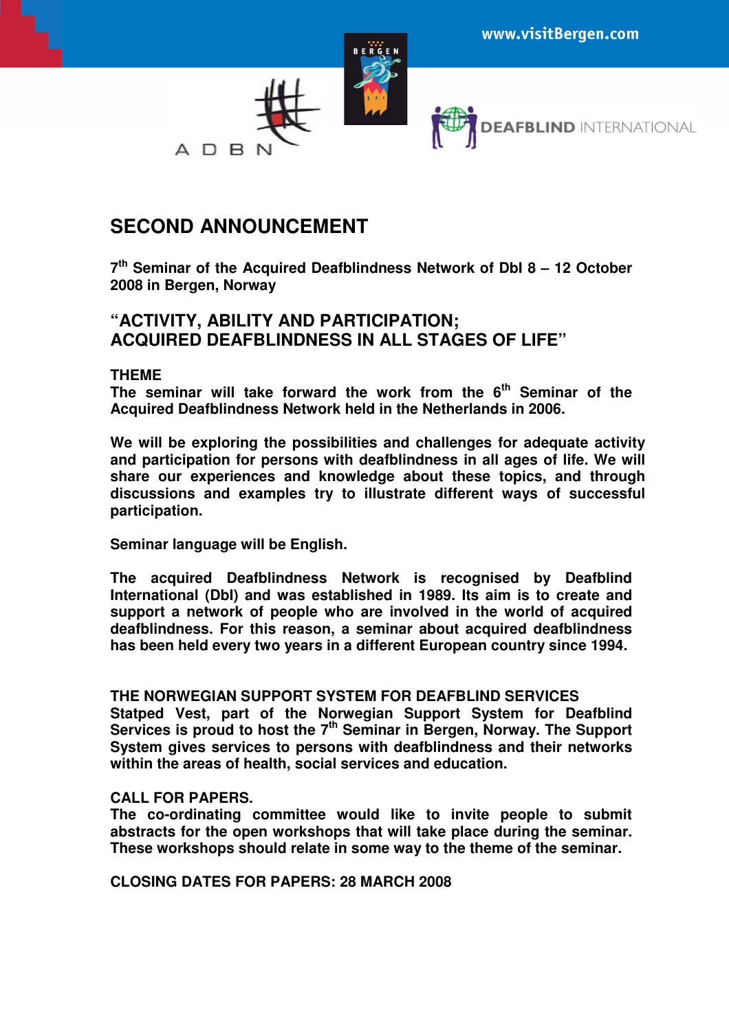www.visitBergen.com

A D B N

DEAFBLIND INTERNATIONAL

# SECOND ANNOUNCEMENT

**7th Seminar of the Acquired Deafblindness Network of DbI 8 – 12 October 2008 in Bergen, Norway**

## "ACTIVITY, ABILITY AND PARTICIPATION; ACQUIRED DEAFBLINDNESS IN ALL STAGES OF LIFE"

**THEME**

**The seminar will take forward the work from the 6th Seminar of the Acquired Deafblindness Network held in the Netherlands in 2006.**

**We will be exploring the possibilities and challenges for adequate activity and participation for persons with deafblindness in all ages of life. We will share our experiences and knowledge about these topics, and through discussions and examples try to illustrate different ways of successful participation.**

**Seminar language will be English.**

**The acquired Deafblindness Network is recognised by Deafblind International (DbI) and was established in 1989. Its aim is to create and support a network of people who are involved in the world of acquired deafblindness. For this reason, a seminar about acquired deafblindness has been held every two years in a different European country since 1994.**

**THE NORWEGIAN SUPPORT SYSTEM FOR DEAFBLIND SERVICES**

**Statped Vest, part of the Norwegian Support System for Deafblind Services is proud to host the 7th Seminar in Bergen, Norway. The Support System gives services to persons with deafblindness and their networks within the areas of health, social services and education.**

**CALL FOR PAPERS.**

**The co-ordinating committee would like to invite people to submit abstracts for the open workshops that will take place during the seminar. These workshops should relate in some way to the theme of the seminar.**

**CLOSING DATES FOR PAPERS: 28 MARCH 2008**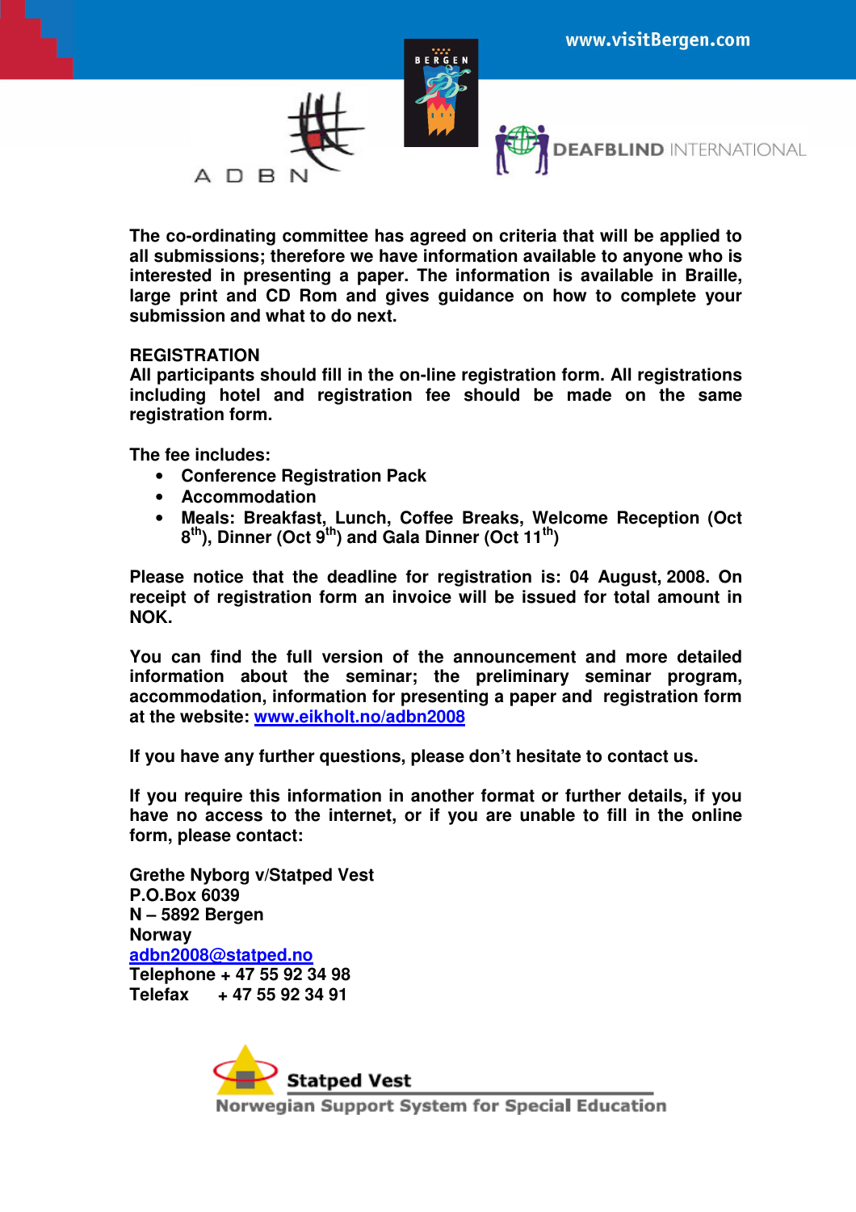**The co-ordinating committee has agreed on criteria that will be applied to all submissions; therefore we have information available to anyone who is interested in presenting a paper. The information is available in Braille, large print and CD Rom and gives guidance on how to complete your submission and what to do next.**

**REGISTRATION**

**All participants should fill in the on-line registration form. All registrations including hotel and registration fee should be made on the same registration form.**

**The fee includes:**

- **Conference Registration Pack**
- **Accommodation**
- **Meals: Breakfast, Lunch, Coffee Breaks, Welcome Reception (Oct 8th), Dinner (Oct 9th) and Gala Dinner (Oct 11th)**

**Please notice that the deadline for registration is: 04 August, 2008. On receipt of registration form an invoice will be issued for total amount in NOK.**

**You can find the full version of the announcement and more detailed information about the seminar; the preliminary seminar program, accommodation, information for presenting a paper and registration form at the website: [www.eikholt.no/adbn2008](www.eikholt.no/adbn2008)**

**If you have any further questions, please don't hesitate to contact us.**

**If you require this information in another format or further details, if you have no access to the internet, or if you are unable to fill in the online form, please contact:**

**Grethe Nyborg v/Statped Vest**
**P.O.Box 6039**
**N – 5892 Bergen**
**Norway**
**[adbn2008@statped.no](mailto:adbn2008@statped.no)**
**Telephone + 47 55 92 34 98**
**Telefax + 47 55 92 34 91**

**Statped Vest**
**Norwegian Support System for Special Education**